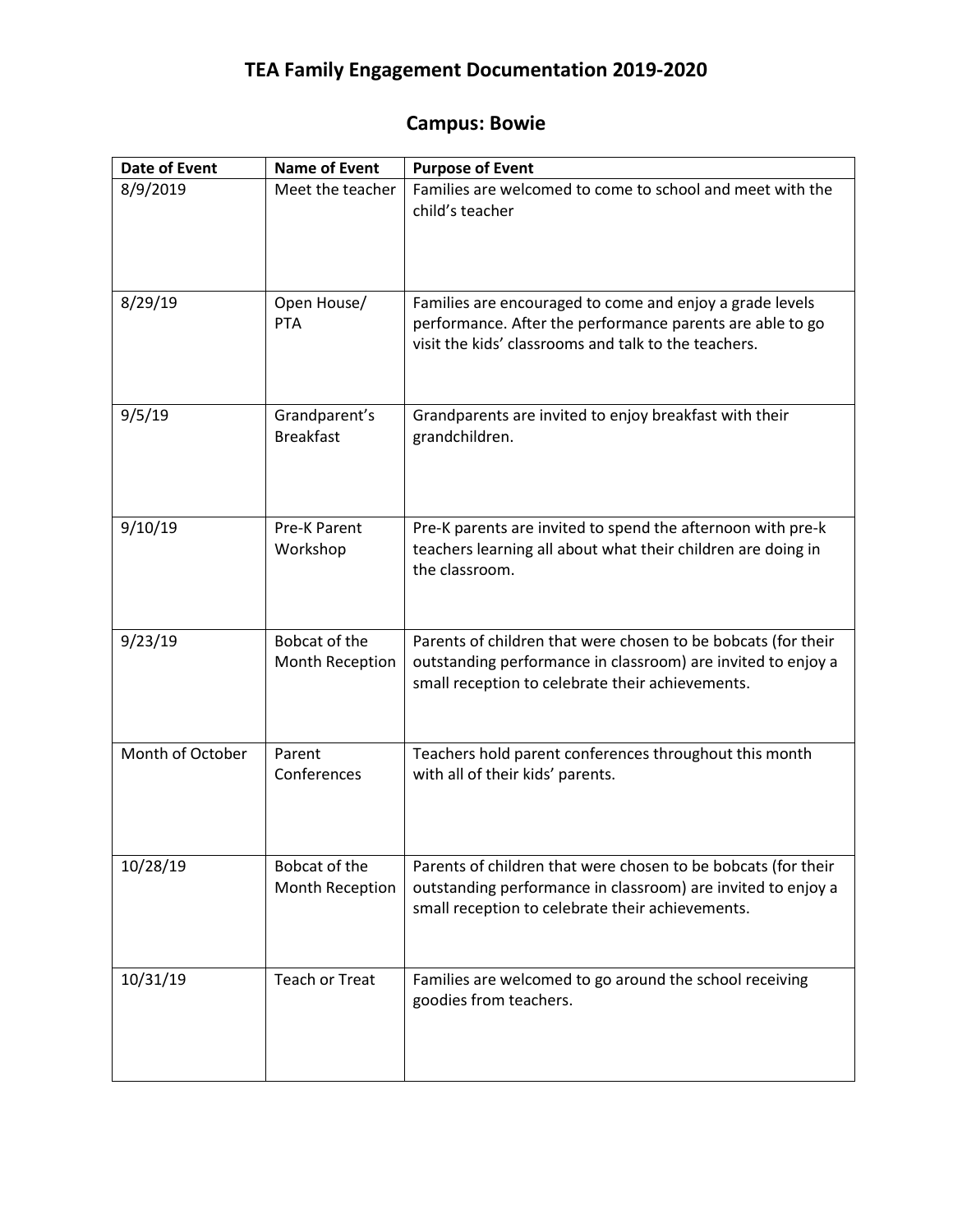# TEA Family Engagement Documentation 2019-2020

## Campus: Bowie

| Date of Event | Name of Event | Purpose of Event |
|---|---|---|
| 8/9/2019 | Meet the teacher | Families are welcomed to come to school and meet with the child's teacher |
| 8/29/19 | Open House/ PTA | Families are encouraged to come and enjoy a grade levels performance. After the performance parents are able to go visit the kids' classrooms and talk to the teachers. |
| 9/5/19 | Grandparent's Breakfast | Grandparents are invited to enjoy breakfast with their grandchildren. |
| 9/10/19 | Pre-K Parent Workshop | Pre-K parents are invited to spend the afternoon with pre-k teachers learning all about what their children are doing in the classroom. |
| 9/23/19 | Bobcat of the Month Reception | Parents of children that were chosen to be bobcats (for their outstanding performance in classroom) are invited to enjoy a small reception to celebrate their achievements. |
| Month of October | Parent Conferences | Teachers hold parent conferences throughout this month with all of their kids' parents. |
| 10/28/19 | Bobcat of the Month Reception | Parents of children that were chosen to be bobcats (for their outstanding performance in classroom) are invited to enjoy a small reception to celebrate their achievements. |
| 10/31/19 | Teach or Treat | Families are welcomed to go around the school receiving goodies from teachers. |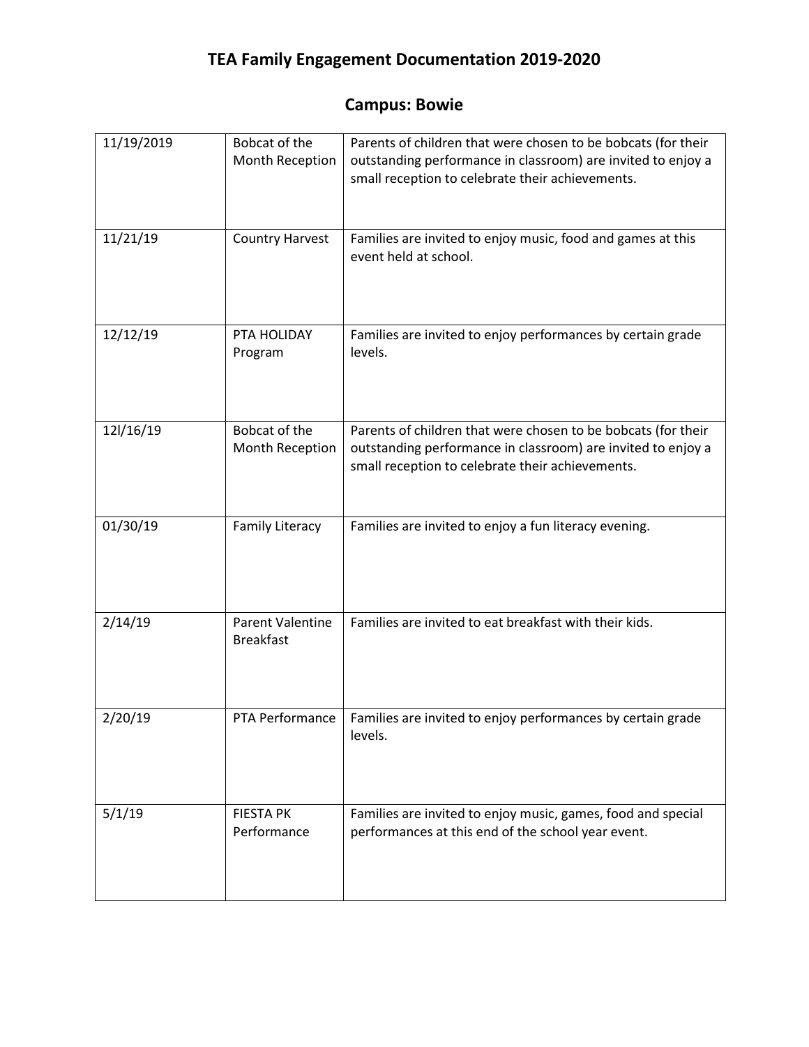# TEA Family Engagement Documentation 2019-2020

## Campus: Bowie

| | | |
|---|---|---|
| 11/19/2019 | Bobcat of the Month Reception | Parents of children that were chosen to be bobcats (for their outstanding performance in classroom) are invited to enjoy a small reception to celebrate their achievements. |
| 11/21/19 | Country Harvest | Families are invited to enjoy music, food and games at this event held at school. |
| 12/12/19 | PTA HOLIDAY Program | Families are invited to enjoy performances by certain grade levels. |
| 12l/16/19 | Bobcat of the Month Reception | Parents of children that were chosen to be bobcats (for their outstanding performance in classroom) are invited to enjoy a small reception to celebrate their achievements. |
| 01/30/19 | Family Literacy | Families are invited to enjoy a fun literacy evening. |
| 2/14/19 | Parent Valentine Breakfast | Families are invited to eat breakfast with their kids. |
| 2/20/19 | PTA Performance | Families are invited to enjoy performances by certain grade levels. |
| 5/1/19 | FIESTA PK Performance | Families are invited to enjoy music, games, food and special performances at this end of the school year event. |